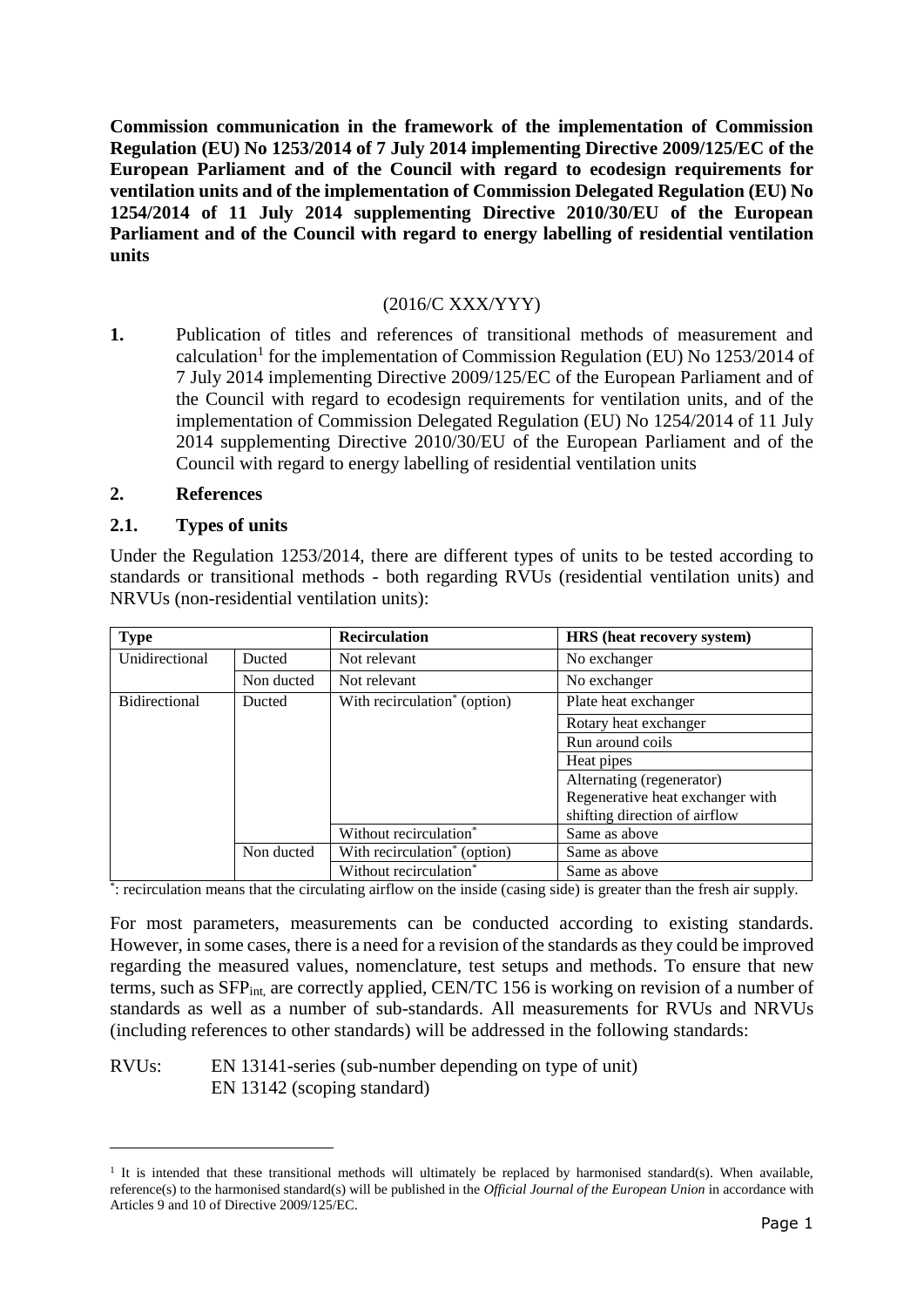**Commission communication in the framework of the implementation of Commission Regulation (EU) No 1253/2014 of 7 July 2014 implementing Directive 2009/125/EC of the European Parliament and of the Council with regard to ecodesign requirements for ventilation units and of the implementation of Commission Delegated Regulation (EU) No 1254/2014 of 11 July 2014 supplementing Directive 2010/30/EU of the European Parliament and of the Council with regard to energy labelling of residential ventilation units**

(2016/C XXX/YYY)

**1.** Publication of titles and references of transitional methods of measurement and calculation[1] for the implementation of Commission Regulation (EU) No 1253/2014 of 7 July 2014 implementing Directive 2009/125/EC of the European Parliament and of the Council with regard to ecodesign requirements for ventilation units, and of the implementation of Commission Delegated Regulation (EU) No 1254/2014 of 11 July 2014 supplementing Directive 2010/30/EU of the European Parliament and of the Council with regard to energy labelling of residential ventilation units

## 2. References

### 2.1. Types of units

Under the Regulation 1253/2014, there are different types of units to be tested according to standards or transitional methods - both regarding RVUs (residential ventilation units) and NRVUs (non-residential ventilation units):

| **Type** | | **Recirculation** | **HRS (heat recovery system)** |
|---|---|---|---|
| Unidirectional | Ducted | Not relevant | No exchanger |
| | Non ducted | Not relevant | No exchanger |
| Bidirectional | Ducted | With recirculation* (option) | Plate heat exchanger |
| | | | Rotary heat exchanger |
| | | | Run around coils |
| | | | Heat pipes |
| | | | Alternating (regenerator) Regenerative heat exchanger with shifting direction of airflow |
| | | Without recirculation* | Same as above |
| | Non ducted | With recirculation* (option) | Same as above |
| | | Without recirculation* | Same as above |

*: recirculation means that the circulating airflow on the inside (casing side) is greater than the fresh air supply.

For most parameters, measurements can be conducted according to existing standards. However, in some cases, there is a need for a revision of the standards as they could be improved regarding the measured values, nomenclature, test setups and methods. To ensure that new terms, such as $SFP_{int}$, are correctly applied, CEN/TC 156 is working on revision of a number of standards as well as a number of sub-standards. All measurements for RVUs and NRVUs (including references to other standards) will be addressed in the following standards:

RVUs: EN 13141-series (sub-number depending on type of unit)
EN 13142 (scoping standard)

[1] It is intended that these transitional methods will ultimately be replaced by harmonised standard(s). When available, reference(s) to the harmonised standard(s) will be published in the *Official Journal of the European Union* in accordance with Articles 9 and 10 of Directive 2009/125/EC.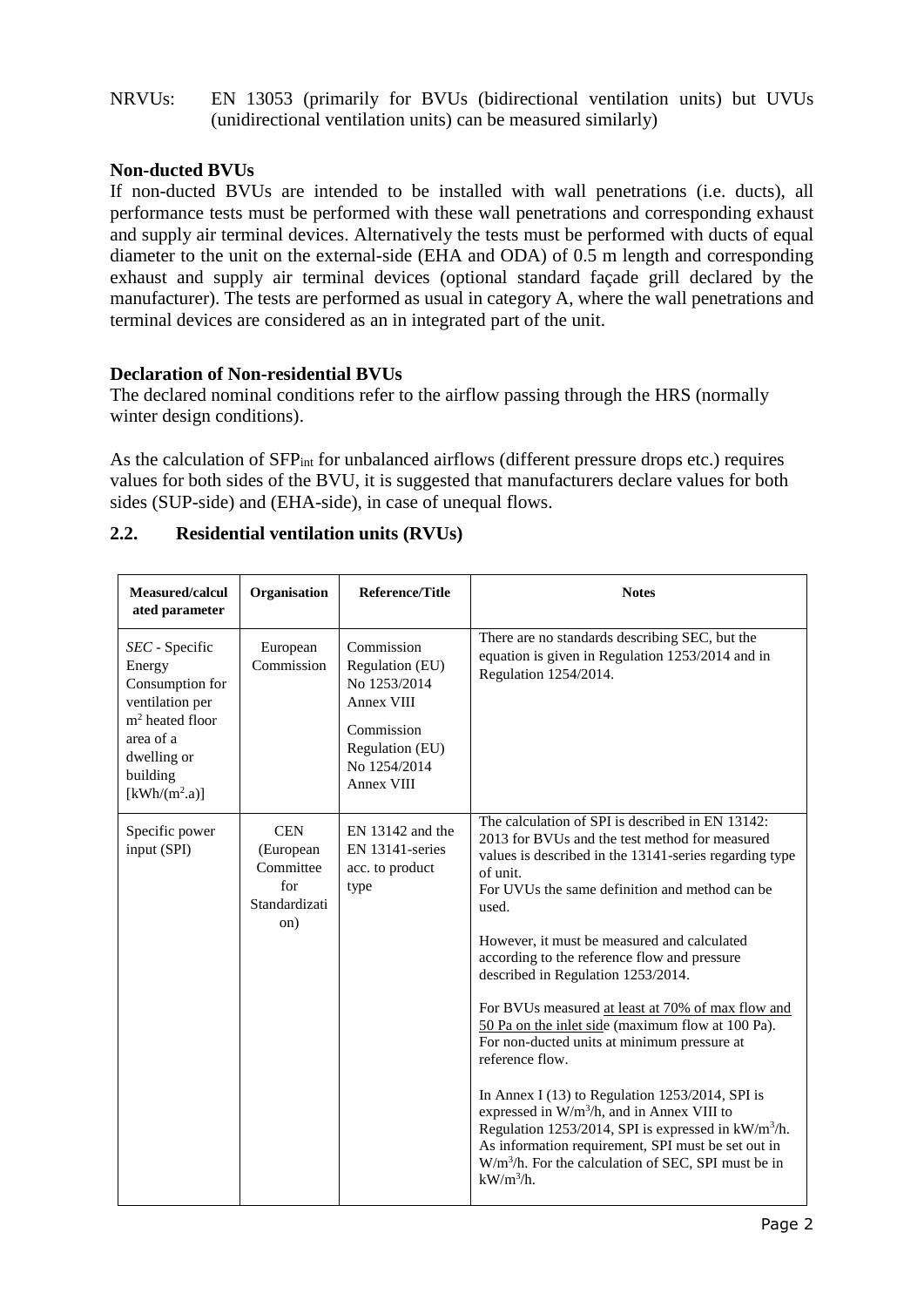NRVUs: EN 13053 (primarily for BVUs (bidirectional ventilation units) but UVUs (unidirectional ventilation units) can be measured similarly)

**Non-ducted BVUs**

If non-ducted BVUs are intended to be installed with wall penetrations (i.e. ducts), all performance tests must be performed with these wall penetrations and corresponding exhaust and supply air terminal devices. Alternatively the tests must be performed with ducts of equal diameter to the unit on the external-side (EHA and ODA) of 0.5 m length and corresponding exhaust and supply air terminal devices (optional standard façade grill declared by the manufacturer). The tests are performed as usual in category A, where the wall penetrations and terminal devices are considered as an in integrated part of the unit.

**Declaration of Non-residential BVUs**

The declared nominal conditions refer to the airflow passing through the HRS (normally winter design conditions).

As the calculation of $SFP_{int}$ for unbalanced airflows (different pressure drops etc.) requires values for both sides of the BVU, it is suggested that manufacturers declare values for both sides (SUP-side) and (EHA-side), in case of unequal flows.

## 2.2. Residential ventilation units (RVUs)

| Measured/calculated parameter | Organisation | Reference/Title | Notes |
|---|---|---|---|
| *SEC* - Specific Energy Consumption for ventilation per m² heated floor area of a dwelling or building [kWh/(m².a)] | European Commission | Commission Regulation (EU) No 1253/2014 Annex VIII<br><br>Commission Regulation (EU) No 1254/2014 Annex VIII | There are no standards describing SEC, but the equation is given in Regulation 1253/2014 and in Regulation 1254/2014. |
| Specific power input (SPI) | CEN (European Committee for Standardization) | EN 13142 and the EN 13141-series acc. to product type | The calculation of SPI is described in EN 13142: 2013 for BVUs and the test method for measured values is described in the 13141-series regarding type of unit.<br>For UVUs the same definition and method can be used.<br><br>However, it must be measured and calculated according to the reference flow and pressure described in Regulation 1253/2014.<br><br>For BVUs measured at least at 70% of max flow and 50 Pa on the inlet side (maximum flow at 100 Pa). For non-ducted units at minimum pressure at reference flow.<br><br>In Annex I (13) to Regulation 1253/2014, SPI is expressed in W/m³/h, and in Annex VIII to Regulation 1253/2014, SPI is expressed in kW/m³/h. As information requirement, SPI must be set out in W/m³/h. For the calculation of SEC, SPI must be in kW/m³/h. |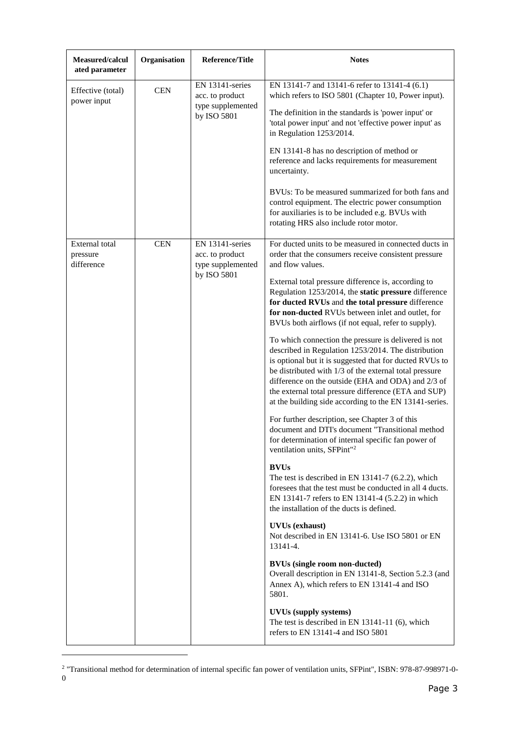| Measured/calculated parameter | Organisation | Reference/Title | Notes |
|---|---|---|---|
| Effective (total) power input | CEN | EN 13141-series acc. to product type supplemented by ISO 5801 | EN 13141-7 and 13141-6 refer to 13141-4 (6.1) which refers to ISO 5801 (Chapter 10, Power input).<br><br>The definition in the standards is 'power input' or 'total power input' and not 'effective power input' as in Regulation 1253/2014.<br><br>EN 13141-8 has no description of method or reference and lacks requirements for measurement uncertainty.<br><br>BVUs: To be measured summarized for both fans and control equipment. The electric power consumption for auxiliaries is to be included e.g. BVUs with rotating HRS also include rotor motor. |
| External total pressure difference | CEN | EN 13141-series acc. to product type supplemented by ISO 5801 | For ducted units to be measured in connected ducts in order that the consumers receive consistent pressure and flow values.<br><br>External total pressure difference is, according to Regulation 1253/2014, the **static pressure** difference **for ducted RVUs** and **the total pressure** difference **for non-ducted** RVUs between inlet and outlet, for BVUs both airflows (if not equal, refer to supply).<br><br>To which connection the pressure is delivered is not described in Regulation 1253/2014. The distribution is optional but it is suggested that for ducted RVUs to be distributed with 1/3 of the external total pressure difference on the outside (EHA and ODA) and 2/3 of the external total pressure difference (ETA and SUP) at the building side according to the EN 13141-series.<br><br>For further description, see Chapter 3 of this document and DTI's document "Transitional method for determination of internal specific fan power of ventilation units, SFPint"[2]<br><br>**BVUs**<br>The test is described in EN 13141-7 (6.2.2), which foresees that the test must be conducted in all 4 ducts. EN 13141-7 refers to EN 13141-4 (5.2.2) in which the installation of the ducts is defined.<br><br>**UVUs (exhaust)**<br>Not described in EN 13141-6. Use ISO 5801 or EN 13141-4.<br><br>**BVUs (single room non-ducted)**<br>Overall description in EN 13141-8, Section 5.2.3 (and Annex A), which refers to EN 13141-4 and ISO 5801.<br><br>**UVUs (supply systems)**<br>The test is described in EN 13141-11 (6), which refers to EN 13141-4 and ISO 5801 |

[2] "Transitional method for determination of internal specific fan power of ventilation units, SFPint", ISBN: 978-87-998971-0-0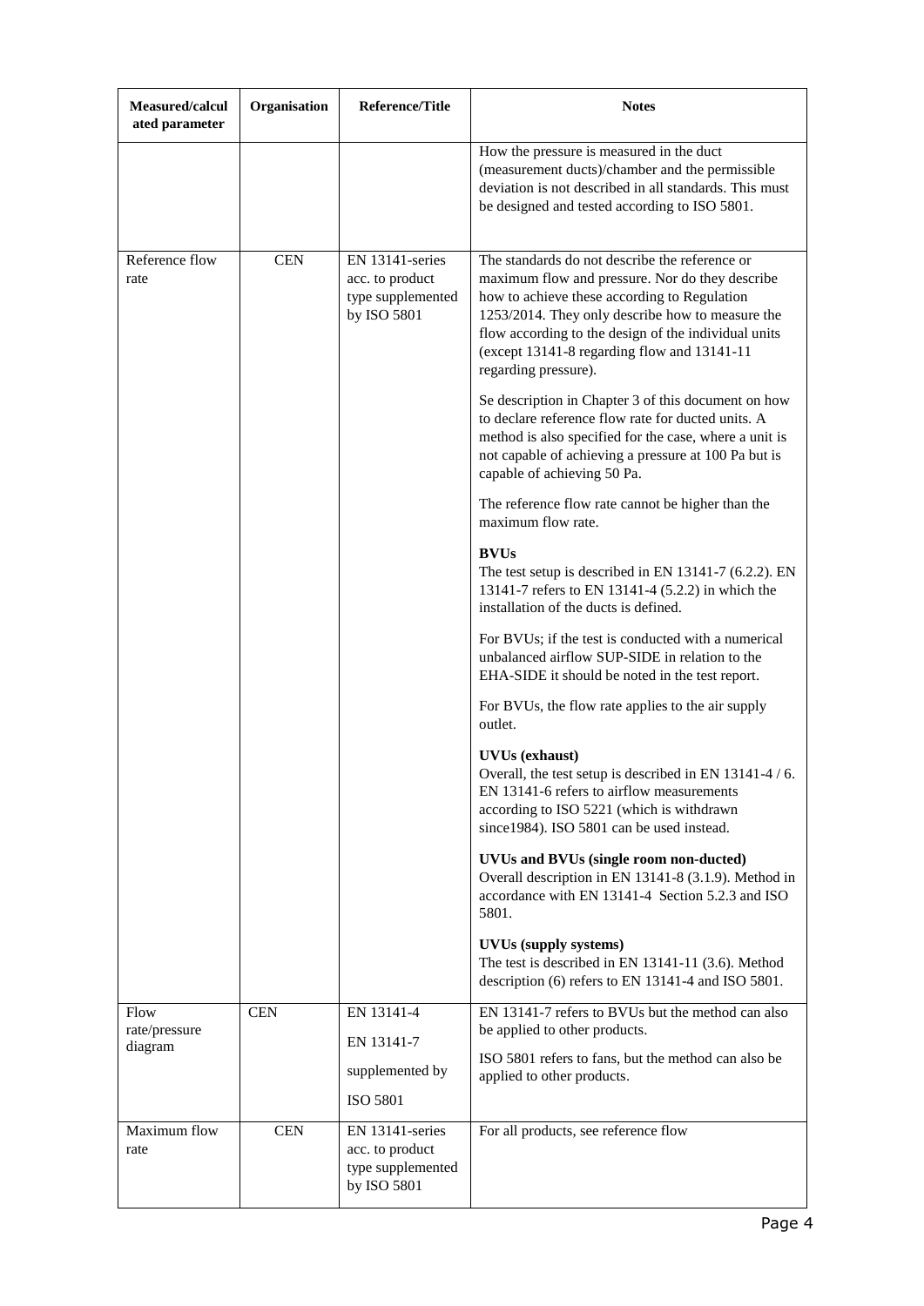| Measured/calculated parameter | Organisation | Reference/Title | Notes |
|---|---|---|---|
| | | | How the pressure is measured in the duct (measurement ducts)/chamber and the permissible deviation is not described in all standards. This must be designed and tested according to ISO 5801. |
| Reference flow rate | CEN | EN 13141-series acc. to product type supplemented by ISO 5801 | The standards do not describe the reference or maximum flow and pressure. Nor do they describe how to achieve these according to Regulation 1253/2014. They only describe how to measure the flow according to the design of the individual units (except 13141-8 regarding flow and 13141-11 regarding pressure).<br><br>Se description in Chapter 3 of this document on how to declare reference flow rate for ducted units. A method is also specified for the case, where a unit is not capable of achieving a pressure at 100 Pa but is capable of achieving 50 Pa.<br><br>The reference flow rate cannot be higher than the maximum flow rate.<br><br>**BVUs**<br>The test setup is described in EN 13141-7 (6.2.2). EN 13141-7 refers to EN 13141-4 (5.2.2) in which the installation of the ducts is defined.<br><br>For BVUs; if the test is conducted with a numerical unbalanced airflow SUP-SIDE in relation to the EHA-SIDE it should be noted in the test report.<br><br>For BVUs, the flow rate applies to the air supply outlet.<br><br>**UVUs (exhaust)**<br>Overall, the test setup is described in EN 13141-4 / 6. EN 13141-6 refers to airflow measurements according to ISO 5221 (which is withdrawn since1984). ISO 5801 can be used instead.<br><br>**UVUs and BVUs (single room non-ducted)**<br>Overall description in EN 13141-8 (3.1.9). Method in accordance with EN 13141-4 Section 5.2.3 and ISO 5801.<br><br>**UVUs (supply systems)**<br>The test is described in EN 13141-11 (3.6). Method description (6) refers to EN 13141-4 and ISO 5801. |
| Flow rate/pressure diagram | CEN | EN 13141-4<br><br>EN 13141-7<br><br>supplemented by<br><br>ISO 5801 | EN 13141-7 refers to BVUs but the method can also be applied to other products.<br><br>ISO 5801 refers to fans, but the method can also be applied to other products. |
| Maximum flow rate | CEN | EN 13141-series acc. to product type supplemented by ISO 5801 | For all products, see reference flow |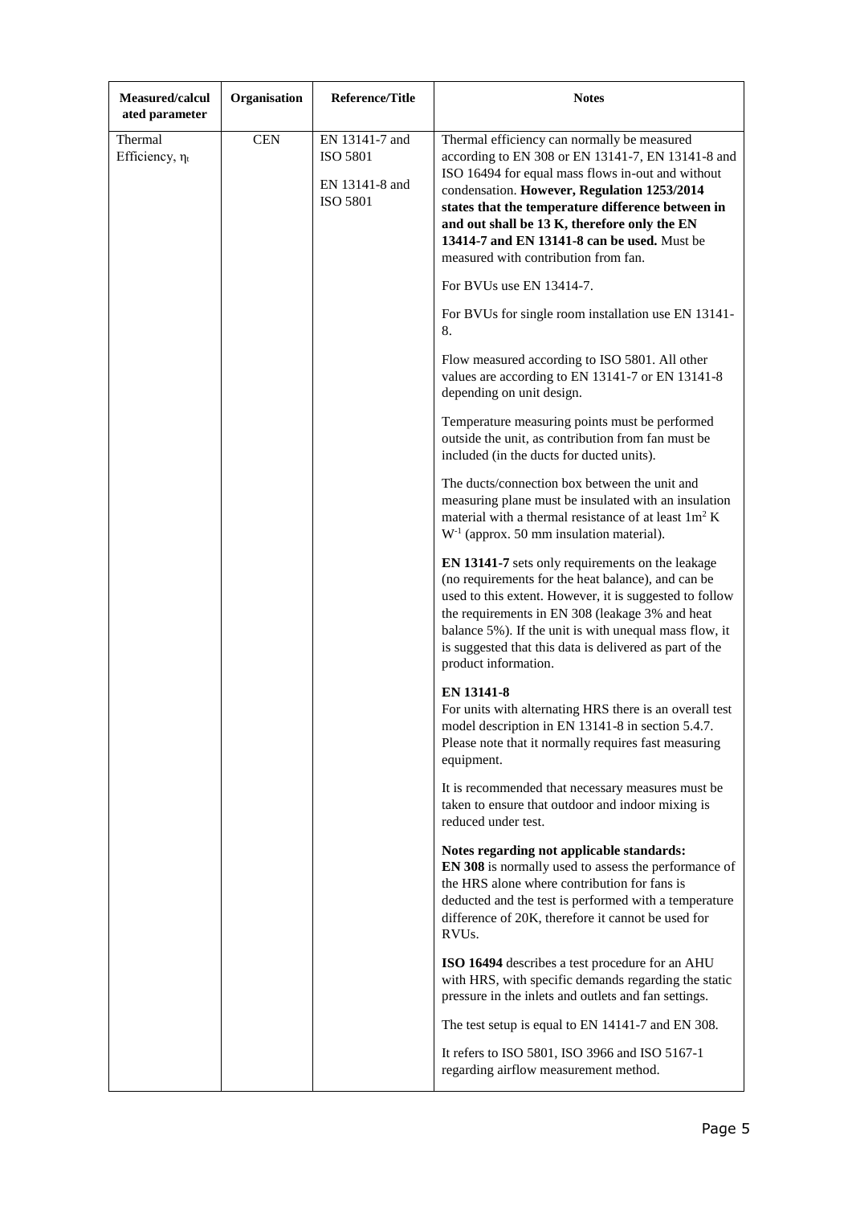| Measured/calculated parameter | Organisation | Reference/Title | Notes |
|---|---|---|---|
| Thermal Efficiency, $\eta_t$ | CEN | EN 13141-7 and ISO 5801<br><br>EN 13141-8 and ISO 5801 | Thermal efficiency can normally be measured according to EN 308 or EN 13141-7, EN 13141-8 and ISO 16494 for equal mass flows in-out and without condensation. **However, Regulation 1253/2014 states that the temperature difference between in and out shall be 13 K, therefore only the EN 13414-7 and EN 13141-8 can be used.** Must be measured with contribution from fan.<br><br>For BVUs use EN 13414-7.<br><br>For BVUs for single room installation use EN 13141-8.<br><br>Flow measured according to ISO 5801. All other values are according to EN 13141-7 or EN 13141-8 depending on unit design.<br><br>Temperature measuring points must be performed outside the unit, as contribution from fan must be included (in the ducts for ducted units).<br><br>The ducts/connection box between the unit and measuring plane must be insulated with an insulation material with a thermal resistance of at least $1m^2$ K $W^{-1}$ (approx. 50 mm insulation material).<br><br>**EN 13141-7** sets only requirements on the leakage (no requirements for the heat balance), and can be used to this extent. However, it is suggested to follow the requirements in EN 308 (leakage 3% and heat balance 5%). If the unit is with unequal mass flow, it is suggested that this data is delivered as part of the product information.<br><br>**EN 13141-8**<br>For units with alternating HRS there is an overall test model description in EN 13141-8 in section 5.4.7. Please note that it normally requires fast measuring equipment.<br><br>It is recommended that necessary measures must be taken to ensure that outdoor and indoor mixing is reduced under test.<br><br>**Notes regarding not applicable standards:**<br>**EN 308** is normally used to assess the performance of the HRS alone where contribution for fans is deducted and the test is performed with a temperature difference of 20K, therefore it cannot be used for RVUs.<br><br>**ISO 16494** describes a test procedure for an AHU with HRS, with specific demands regarding the static pressure in the inlets and outlets and fan settings.<br><br>The test setup is equal to EN 14141-7 and EN 308.<br><br>It refers to ISO 5801, ISO 3966 and ISO 5167-1 regarding airflow measurement method. |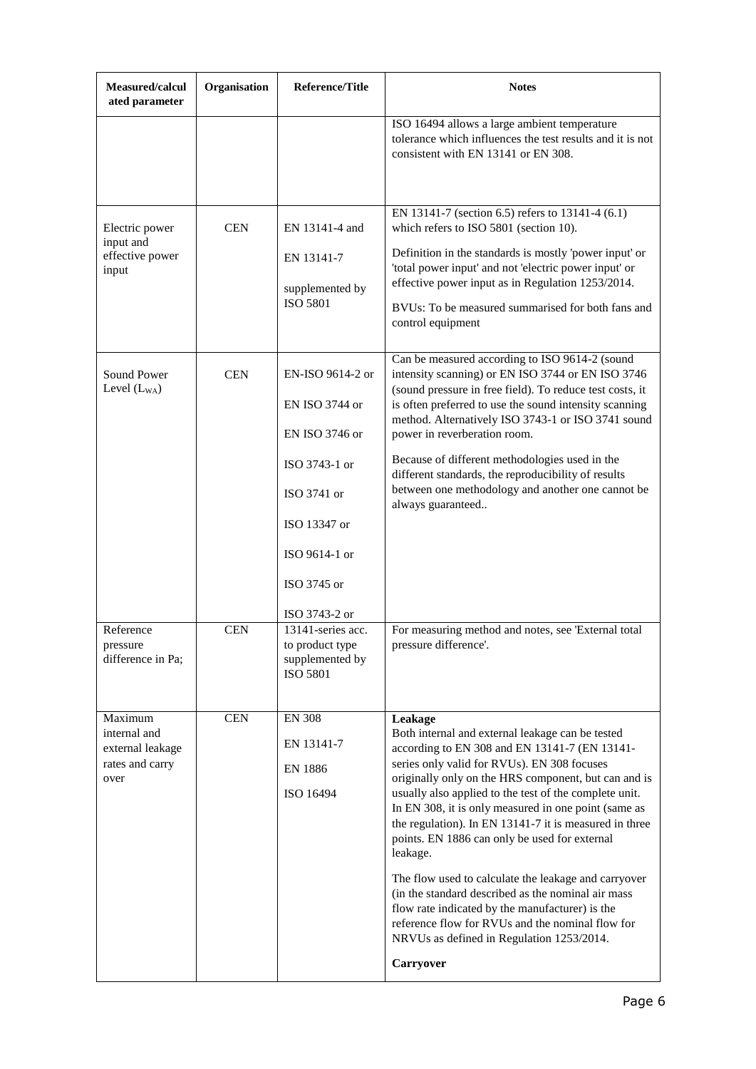| Measured/calculated parameter | Organisation | Reference/Title | Notes |
|---|---|---|---|
| | | | ISO 16494 allows a large ambient temperature tolerance which influences the test results and it is not consistent with EN 13141 or EN 308. |
| Electric power input and effective power input | CEN | EN 13141-4 and<br><br>EN 13141-7<br><br>supplemented by ISO 5801 | EN 13141-7 (section 6.5) refers to 13141-4 (6.1) which refers to ISO 5801 (section 10).<br><br>Definition in the standards is mostly 'power input' or 'total power input' and not 'electric power input' or effective power input as in Regulation 1253/2014.<br><br>BVUs: To be measured summarised for both fans and control equipment |
| Sound Power Level ($L_{WA}$) | CEN | EN-ISO 9614-2 or<br><br>EN ISO 3744 or<br><br>EN ISO 3746 or<br><br>ISO 3743-1 or<br><br>ISO 3741 or<br><br>ISO 13347 or<br><br>ISO 9614-1 or<br><br>ISO 3745 or<br><br>ISO 3743-2 or | Can be measured according to ISO 9614-2 (sound intensity scanning) or EN ISO 3744 or EN ISO 3746 (sound pressure in free field). To reduce test costs, it is often preferred to use the sound intensity scanning method. Alternatively ISO 3743-1 or ISO 3741 sound power in reverberation room.<br><br>Because of different methodologies used in the different standards, the reproducibility of results between one methodology and another one cannot be always guaranteed.. |
| Reference pressure difference in Pa; | CEN | 13141-series acc. to product type supplemented by ISO 5801 | For measuring method and notes, see 'External total pressure difference'. |
| Maximum internal and external leakage rates and carry over | CEN | EN 308<br><br>EN 13141-7<br><br>EN 1886<br><br>ISO 16494 | **Leakage**<br>Both internal and external leakage can be tested according to EN 308 and EN 13141-7 (EN 13141-series only valid for RVUs). EN 308 focuses originally only on the HRS component, but can and is usually also applied to the test of the complete unit. In EN 308, it is only measured in one point (same as the regulation). In EN 13141-7 it is measured in three points. EN 1886 can only be used for external leakage.<br><br>The flow used to calculate the leakage and carryover (in the standard described as the nominal air mass flow rate indicated by the manufacturer) is the reference flow for RVUs and the nominal flow for NRVUs as defined in Regulation 1253/2014.<br><br>**Carryover** |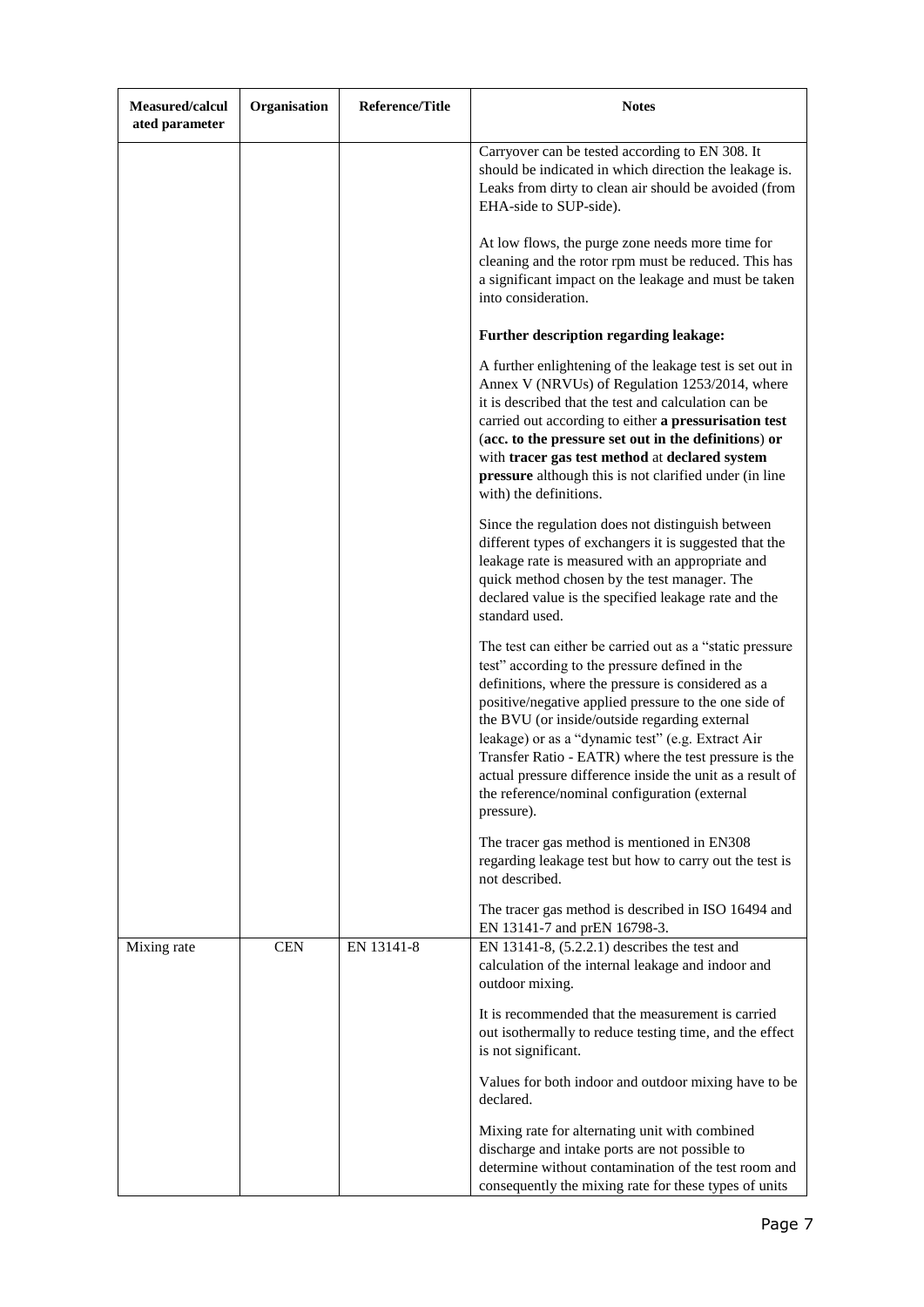| Measured/calculated parameter | Organisation | Reference/Title | Notes |
|---|---|---|---|
| | | | Carryover can be tested according to EN 308. It should be indicated in which direction the leakage is. Leaks from dirty to clean air should be avoided (from EHA-side to SUP-side).<br><br>At low flows, the purge zone needs more time for cleaning and the rotor rpm must be reduced. This has a significant impact on the leakage and must be taken into consideration.<br><br>**Further description regarding leakage:**<br><br>A further enlightening of the leakage test is set out in Annex V (NRVUs) of Regulation 1253/2014, where it is described that the test and calculation can be carried out according to either **a pressurisation test** (**acc. to the pressure set out in the definitions**) **or** with **tracer gas test method** at **declared system pressure** although this is not clarified under (in line with) the definitions.<br><br>Since the regulation does not distinguish between different types of exchangers it is suggested that the leakage rate is measured with an appropriate and quick method chosen by the test manager. The declared value is the specified leakage rate and the standard used.<br><br>The test can either be carried out as a "static pressure test" according to the pressure defined in the definitions, where the pressure is considered as a positive/negative applied pressure to the one side of the BVU (or inside/outside regarding external leakage) or as a "dynamic test" (e.g. Extract Air Transfer Ratio - EATR) where the test pressure is the actual pressure difference inside the unit as a result of the reference/nominal configuration (external pressure).<br><br>The tracer gas method is mentioned in EN308 regarding leakage test but how to carry out the test is not described.<br><br>The tracer gas method is described in ISO 16494 and EN 13141-7 and prEN 16798-3. |
| Mixing rate | CEN | EN 13141-8 | EN 13141-8, (5.2.2.1) describes the test and calculation of the internal leakage and indoor and outdoor mixing.<br><br>It is recommended that the measurement is carried out isothermally to reduce testing time, and the effect is not significant.<br><br>Values for both indoor and outdoor mixing have to be declared.<br><br>Mixing rate for alternating unit with combined discharge and intake ports are not possible to determine without contamination of the test room and consequently the mixing rate for these types of units |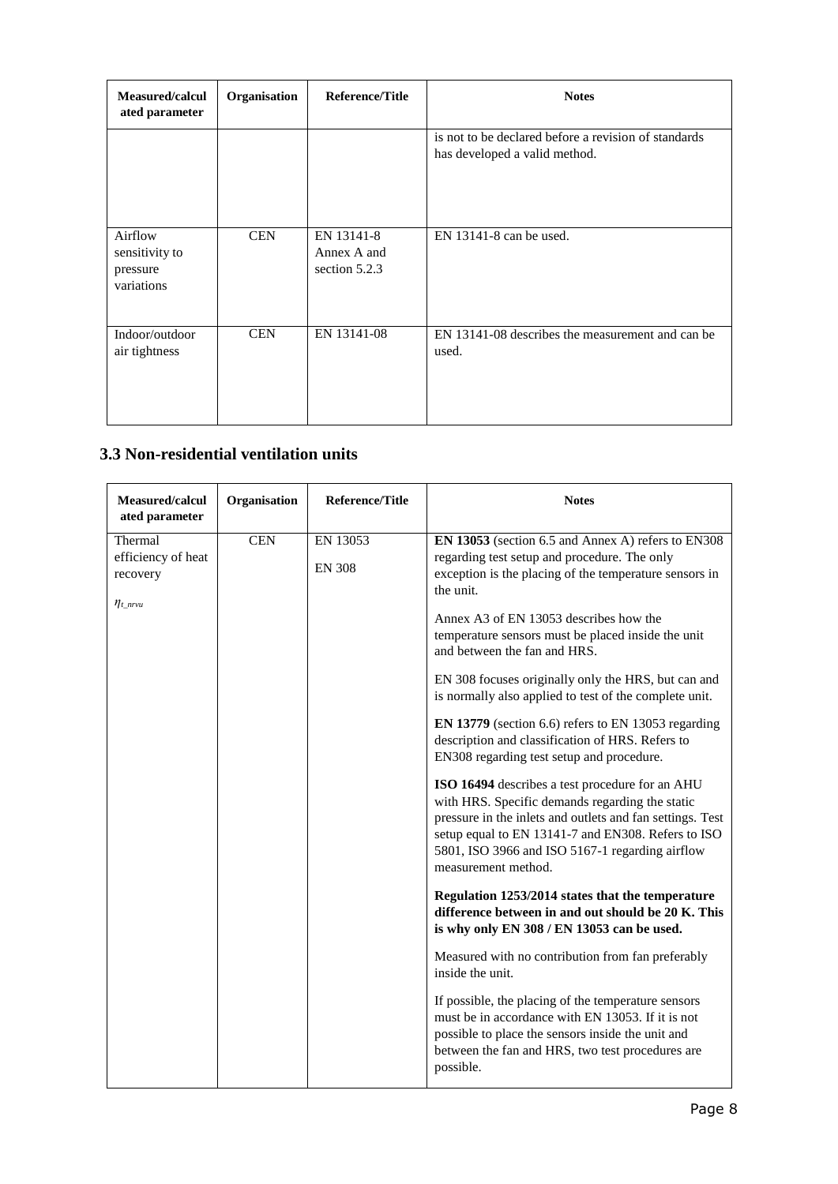| Measured/calculated parameter | Organisation | Reference/Title | Notes |
|---|---|---|---|
| | | | is not to be declared before a revision of standards has developed a valid method. |
| Airflow sensitivity to pressure variations | CEN | EN 13141-8 Annex A and section 5.2.3 | EN 13141-8 can be used. |
| Indoor/outdoor air tightness | CEN | EN 13141-08 | EN 13141-08 describes the measurement and can be used. |

### 3.3 Non-residential ventilation units

| Measured/calculated parameter | Organisation | Reference/Title | Notes |
|---|---|---|---|
| Thermal efficiency of heat recovery $\eta_{t\_nrvu}$ | CEN | EN 13053<br><br>EN 308 | **EN 13053** (section 6.5 and Annex A) refers to EN308 regarding test setup and procedure. The only exception is the placing of the temperature sensors in the unit.<br><br>Annex A3 of EN 13053 describes how the temperature sensors must be placed inside the unit and between the fan and HRS.<br><br>EN 308 focuses originally only the HRS, but can and is normally also applied to test of the complete unit.<br><br>**EN 13779** (section 6.6) refers to EN 13053 regarding description and classification of HRS. Refers to EN308 regarding test setup and procedure.<br><br>**ISO 16494** describes a test procedure for an AHU with HRS. Specific demands regarding the static pressure in the inlets and outlets and fan settings. Test setup equal to EN 13141-7 and EN308. Refers to ISO 5801, ISO 3966 and ISO 5167-1 regarding airflow measurement method.<br><br>**Regulation 1253/2014 states that the temperature difference between in and out should be 20 K. This is why only EN 308 / EN 13053 can be used.**<br><br>Measured with no contribution from fan preferably inside the unit.<br><br>If possible, the placing of the temperature sensors must be in accordance with EN 13053. If it is not possible to place the sensors inside the unit and between the fan and HRS, two test procedures are possible. |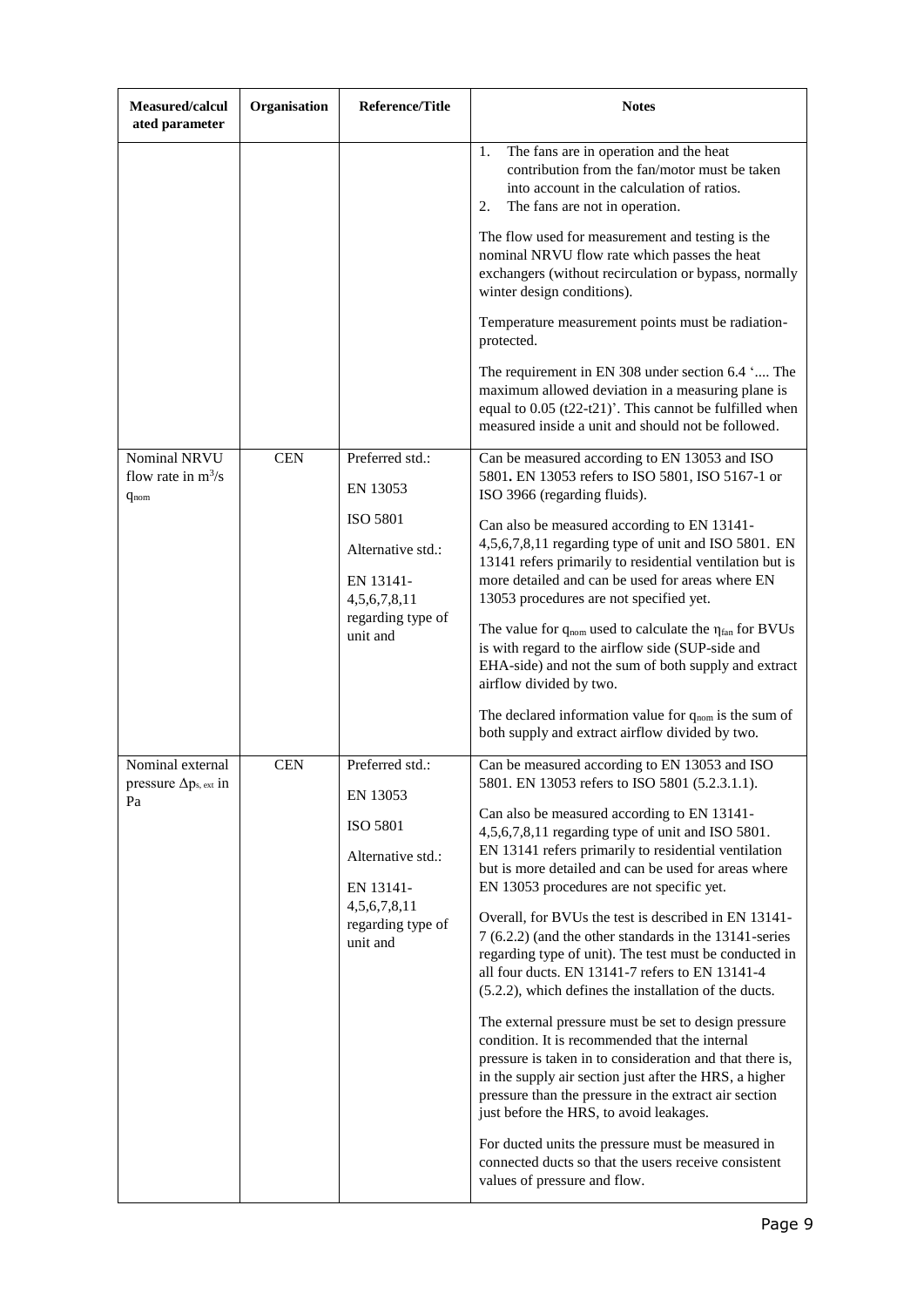| Measured/calculated parameter | Organisation | Reference/Title | Notes |
|---|---|---|---|
| | | | 1. The fans are in operation and the heat contribution from the fan/motor must be taken into account in the calculation of ratios.<br>2. The fans are not in operation.<br><br>The flow used for measurement and testing is the nominal NRVU flow rate which passes the heat exchangers (without recirculation or bypass, normally winter design conditions).<br><br>Temperature measurement points must be radiation-protected.<br><br>The requirement in EN 308 under section 6.4 '.... The maximum allowed deviation in a measuring plane is equal to 0.05 (t22-t21)'. This cannot be fulfilled when measured inside a unit and should not be followed. |
| Nominal NRVU flow rate in $m^3/s$ $q_{nom}$ | CEN | Preferred std.:<br><br>EN 13053<br><br>ISO 5801<br><br>Alternative std.:<br><br>EN 13141-4,5,6,7,8,11 regarding type of unit and | Can be measured according to EN 13053 and ISO 5801**.** EN 13053 refers to ISO 5801, ISO 5167-1 or ISO 3966 (regarding fluids).<br><br>Can also be measured according to EN 13141-4,5,6,7,8,11 regarding type of unit and ISO 5801. EN 13141 refers primarily to residential ventilation but is more detailed and can be used for areas where EN 13053 procedures are not specified yet.<br><br>The value for $q_{nom}$ used to calculate the $\eta_{fan}$ for BVUs is with regard to the airflow side (SUP-side and EHA-side) and not the sum of both supply and extract airflow divided by two.<br><br>The declared information value for $q_{nom}$ is the sum of both supply and extract airflow divided by two. |
| Nominal external pressure $\Delta p_{s,ext}$ in Pa | CEN | Preferred std.:<br><br>EN 13053<br><br>ISO 5801<br><br>Alternative std.:<br><br>EN 13141-4,5,6,7,8,11 regarding type of unit and | Can be measured according to EN 13053 and ISO 5801. EN 13053 refers to ISO 5801 (5.2.3.1.1).<br><br>Can also be measured according to EN 13141-4,5,6,7,8,11 regarding type of unit and ISO 5801. EN 13141 refers primarily to residential ventilation but is more detailed and can be used for areas where EN 13053 procedures are not specific yet.<br><br>Overall, for BVUs the test is described in EN 13141-7 (6.2.2) (and the other standards in the 13141-series regarding type of unit). The test must be conducted in all four ducts. EN 13141-7 refers to EN 13141-4 (5.2.2), which defines the installation of the ducts.<br><br>The external pressure must be set to design pressure condition. It is recommended that the internal pressure is taken in to consideration and that there is, in the supply air section just after the HRS, a higher pressure than the pressure in the extract air section just before the HRS, to avoid leakages.<br><br>For ducted units the pressure must be measured in connected ducts so that the users receive consistent values of pressure and flow. |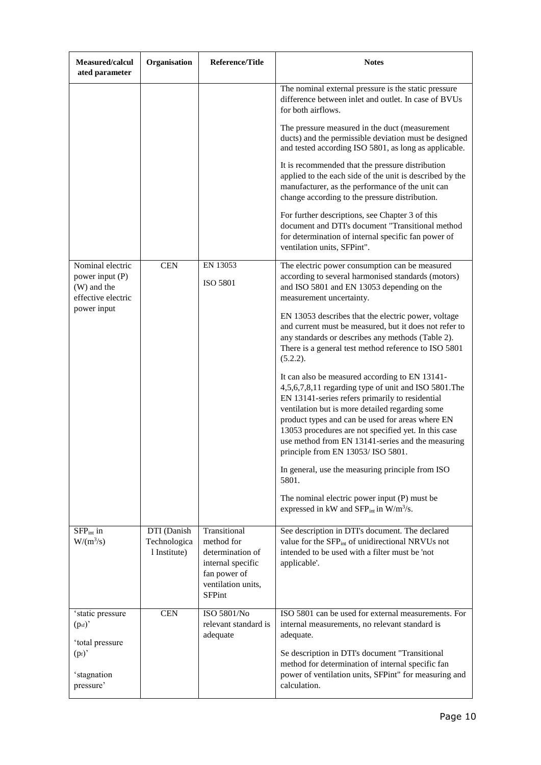| Measured/calculated parameter | Organisation | Reference/Title | Notes |
|---|---|---|---|
| | | | The nominal external pressure is the static pressure difference between inlet and outlet. In case of BVUs for both airflows.<br><br>The pressure measured in the duct (measurement ducts) and the permissible deviation must be designed and tested according ISO 5801, as long as applicable.<br><br>It is recommended that the pressure distribution applied to the each side of the unit is described by the manufacturer, as the performance of the unit can change according to the pressure distribution.<br><br>For further descriptions, see Chapter 3 of this document and DTI's document "Transitional method for determination of internal specific fan power of ventilation units, SFPint". |
| Nominal electric power input (P) (W) and the effective electric power input | CEN | EN 13053<br><br>ISO 5801 | The electric power consumption can be measured according to several harmonised standards (motors) and ISO 5801 and EN 13053 depending on the measurement uncertainty.<br><br>EN 13053 describes that the electric power, voltage and current must be measured, but it does not refer to any standards or describes any methods (Table 2). There is a general test method reference to ISO 5801 (5.2.2).<br><br>It can also be measured according to EN 13141-4,5,6,7,8,11 regarding type of unit and ISO 5801.The EN 13141-series refers primarily to residential ventilation but is more detailed regarding some product types and can be used for areas where EN 13053 procedures are not specified yet. In this case use method from EN 13141-series and the measuring principle from EN 13053/ ISO 5801.<br><br>In general, use the measuring principle from ISO 5801.<br><br>The nominal electric power input (P) must be expressed in kW and $SFP_{int}$ in $W/m^3/s$. |
| $SFP_{int}$ in $W/(m^3/s)$ | DTI (Danish Technological Institute) | Transitional method for determination of internal specific fan power of ventilation units, SFPint | See description in DTI's document. The declared value for the $SFP_{int}$ of unidirectional NRVUs not intended to be used with a filter must be 'not applicable'. |
| 'static pressure ($p_{sf}$)'<br><br>'total pressure ($p_f$)'<br><br>'stagnation pressure' | CEN | ISO 5801/No relevant standard is adequate | ISO 5801 can be used for external measurements. For internal measurements, no relevant standard is adequate.<br><br>Se description in DTI's document "Transitional method for determination of internal specific fan power of ventilation units, SFPint" for measuring and calculation. |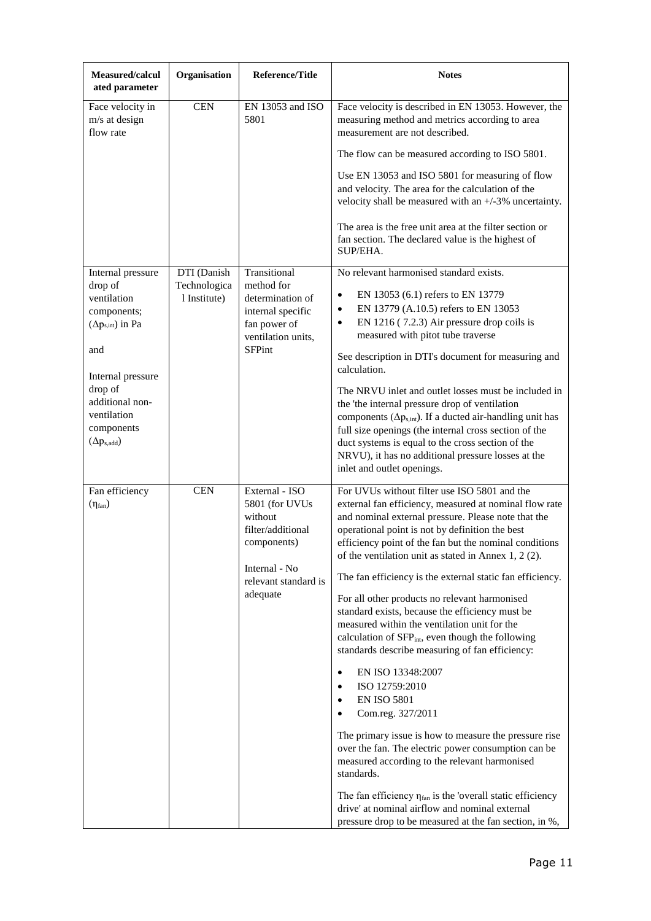| Measured/calculated parameter | Organisation | Reference/Title | Notes |
|---|---|---|---|
| Face velocity in m/s at design flow rate | CEN | EN 13053 and ISO 5801 | Face velocity is described in EN 13053. However, the measuring method and metrics according to area measurement are not described.<br><br>The flow can be measured according to ISO 5801.<br><br>Use EN 13053 and ISO 5801 for measuring of flow and velocity. The area for the calculation of the velocity shall be measured with an +/-3% uncertainty.<br><br>The area is the free unit area at the filter section or fan section. The declared value is the highest of SUP/EHA. |
| Internal pressure drop of ventilation components; ($\Delta p_{s,int}$) in Pa<br><br>and<br><br>Internal pressure drop of additional non-ventilation components ($\Delta p_{s,add}$) | DTI (Danish Technological Institute) | Transitional method for determination of internal specific fan power of ventilation units, SFPint | No relevant harmonised standard exists.<br><br>• EN 13053 (6.1) refers to EN 13779<br>• EN 13779 (A.10.5) refers to EN 13053<br>• EN 1216 ( 7.2.3) Air pressure drop coils is measured with pitot tube traverse<br><br>See description in DTI's document for measuring and calculation.<br><br>The NRVU inlet and outlet losses must be included in the 'the internal pressure drop of ventilation components ($\Delta p_{s,int}$). If a ducted air-handling unit has full size openings (the internal cross section of the duct systems is equal to the cross section of the NRVU), it has no additional pressure losses at the inlet and outlet openings. |
| Fan efficiency ($\eta_{fan}$) | CEN | External - ISO 5801 (for UVUs without filter/additional components)<br><br>Internal - No relevant standard is adequate | For UVUs without filter use ISO 5801 and the external fan efficiency, measured at nominal flow rate and nominal external pressure. Please note that the operational point is not by definition the best efficiency point of the fan but the nominal conditions of the ventilation unit as stated in Annex 1, 2 (2).<br><br>The fan efficiency is the external static fan efficiency.<br><br>For all other products no relevant harmonised standard exists, because the efficiency must be measured within the ventilation unit for the calculation of $SFP_{int}$, even though the following standards describe measuring of fan efficiency:<br><br>• EN ISO 13348:2007<br>• ISO 12759:2010<br>• EN ISO 5801<br>• Com.reg. 327/2011<br><br>The primary issue is how to measure the pressure rise over the fan. The electric power consumption can be measured according to the relevant harmonised standards.<br><br>The fan efficiency $\eta_{fan}$ is the 'overall static efficiency drive' at nominal airflow and nominal external pressure drop to be measured at the fan section, in %, |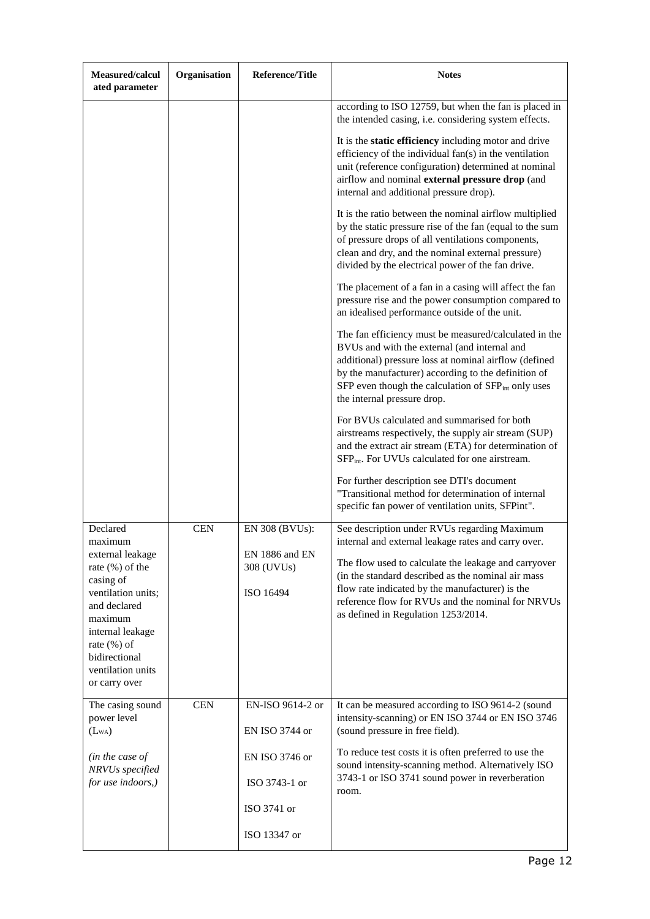| Measured/calculated parameter | Organisation | Reference/Title | Notes |
|---|---|---|---|
| | | | according to ISO 12759, but when the fan is placed in the intended casing, i.e. considering system effects.<br><br>It is the **static efficiency** including motor and drive efficiency of the individual fan(s) in the ventilation unit (reference configuration) determined at nominal airflow and nominal **external pressure drop** (and internal and additional pressure drop).<br><br>It is the ratio between the nominal airflow multiplied by the static pressure rise of the fan (equal to the sum of pressure drops of all ventilations components, clean and dry, and the nominal external pressure) divided by the electrical power of the fan drive.<br><br>The placement of a fan in a casing will affect the fan pressure rise and the power consumption compared to an idealised performance outside of the unit.<br><br>The fan efficiency must be measured/calculated in the BVUs and with the external (and internal and additional) pressure loss at nominal airflow (defined by the manufacturer) according to the definition of SFP even though the calculation of $SFP_{int}$ only uses the internal pressure drop.<br><br>For BVUs calculated and summarised for both airstreams respectively, the supply air stream (SUP) and the extract air stream (ETA) for determination of $SFP_{int}$. For UVUs calculated for one airstream.<br><br>For further description see DTI's document "Transitional method for determination of internal specific fan power of ventilation units, SFPint". |
| Declared maximum external leakage rate (%) of the casing of ventilation units; and declared maximum internal leakage rate (%) of bidirectional ventilation units or carry over | CEN | EN 308 (BVUs):<br><br>EN 1886 and EN 308 (UVUs)<br><br>ISO 16494 | See description under RVUs regarding Maximum internal and external leakage rates and carry over.<br><br>The flow used to calculate the leakage and carryover (in the standard described as the nominal air mass flow rate indicated by the manufacturer) is the reference flow for RVUs and the nominal for NRVUs as defined in Regulation 1253/2014. |
| The casing sound power level ($L_{WA}$)<br><br>*(in the case of NRVUs specified for use indoors,)* | CEN | EN-ISO 9614-2 or<br><br>EN ISO 3744 or<br><br>EN ISO 3746 or<br><br>ISO 3743-1 or<br><br>ISO 3741 or<br><br>ISO 13347 or | It can be measured according to ISO 9614-2 (sound intensity-scanning) or EN ISO 3744 or EN ISO 3746 (sound pressure in free field).<br><br>To reduce test costs it is often preferred to use the sound intensity-scanning method. Alternatively ISO 3743-1 or ISO 3741 sound power in reverberation room. |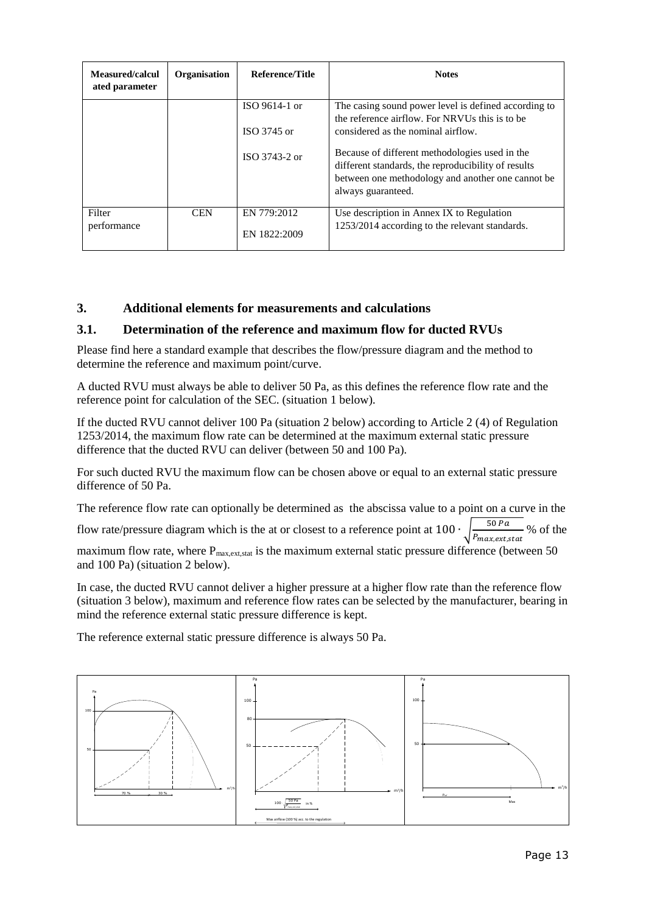| Measured/calculated parameter | Organisation | Reference/Title | Notes |
| --- | --- | --- | --- |
| | | ISO 9614-1 or<br>ISO 3745 or<br>ISO 3743-2 or | The casing sound power level is defined according to the reference airflow. For NRVUs this is to be considered as the nominal airflow.<br>Because of different methodologies used in the different standards, the reproducibility of results between one methodology and another one cannot be always guaranteed. |
| Filter performance | CEN | EN 779:2012<br>EN 1822:2009 | Use description in Annex IX to Regulation 1253/2014 according to the relevant standards. |

## 3. Additional elements for measurements and calculations

### 3.1. Determination of the reference and maximum flow for ducted RVUs

Please find here a standard example that describes the flow/pressure diagram and the method to determine the reference and maximum point/curve.

A ducted RVU must always be able to deliver 50 Pa, as this defines the reference flow rate and the reference point for calculation of the SEC. (situation 1 below).

If the ducted RVU cannot deliver 100 Pa (situation 2 below) according to Article 2 (4) of Regulation 1253/2014, the maximum flow rate can be determined at the maximum external static pressure difference that the ducted RVU can deliver (between 50 and 100 Pa).

For such ducted RVU the maximum flow can be chosen above or equal to an external static pressure difference of 50 Pa.

The reference flow rate can optionally be determined as the abscissa value to a point on a curve in the flow rate/pressure diagram which is the at or closest to a reference point at $100 \cdot \sqrt{\frac{50\,Pa}{P_{max,ext,stat}}}$ % of the maximum flow rate, where $P_{max,ext,stat}$ is the maximum external static pressure difference (between 50 and 100 Pa) (situation 2 below).

In case, the ducted RVU cannot deliver a higher pressure at a higher flow rate than the reference flow (situation 3 below), maximum and reference flow rates can be selected by the manufacturer, bearing in mind the reference external static pressure difference is kept.

The reference external static pressure difference is always 50 Pa.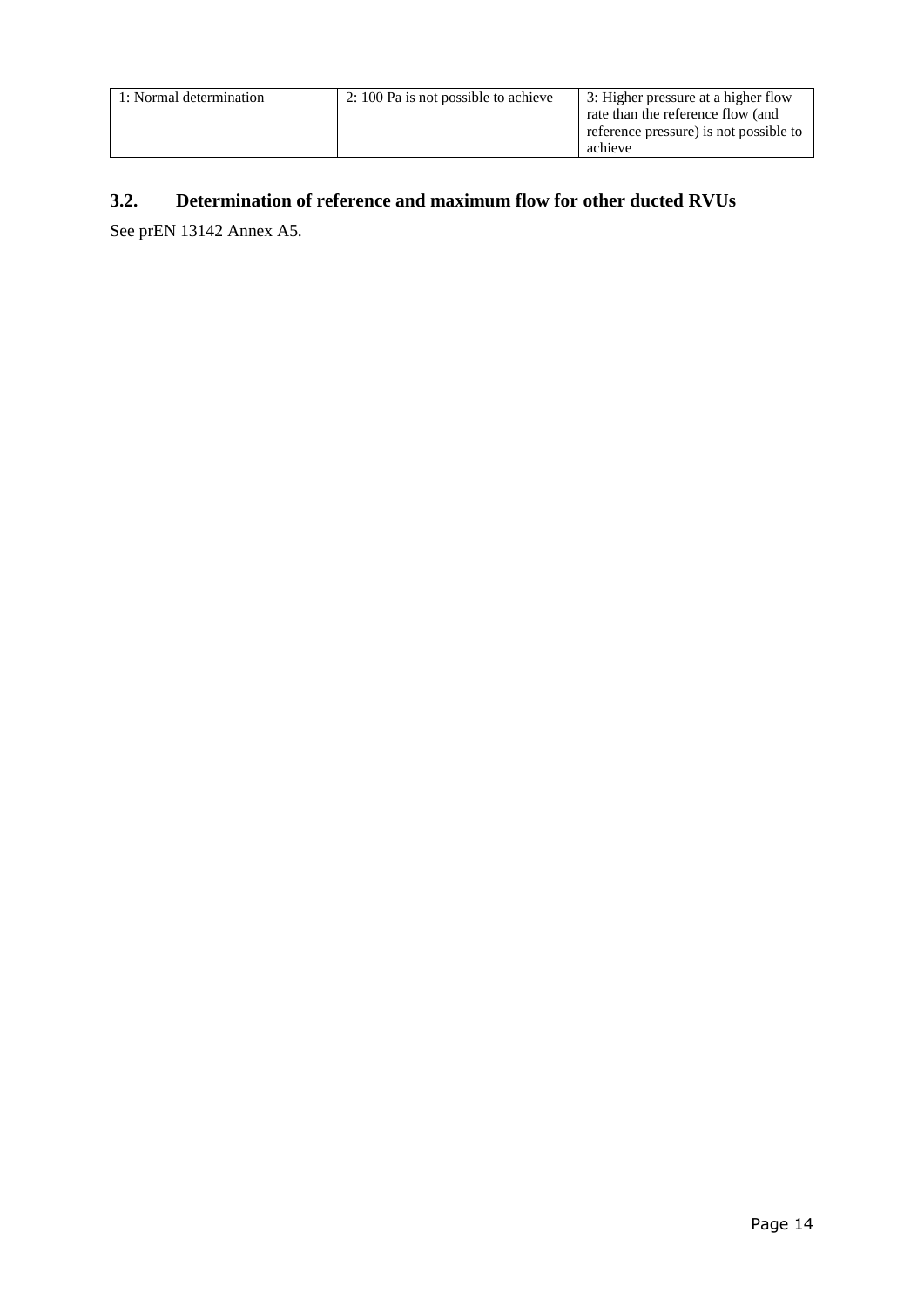| | | |
|---|---|---|
| 1: Normal determination | 2: 100 Pa is not possible to achieve | 3: Higher pressure at a higher flow rate than the reference flow (and reference pressure) is not possible to achieve |

## 3.2. Determination of reference and maximum flow for other ducted RVUs

See prEN 13142 Annex A5.